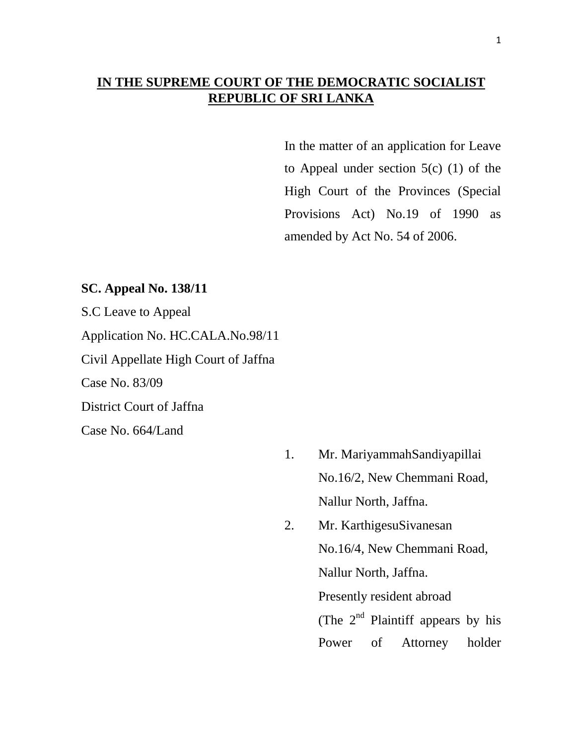**IN THE SUPREME COURT OF THE DEMOCRATIC SOCIALIST REPUBLIC OF SRI LANKA**

In the matter of an application for Leave to Appeal under section 5(c) (1) of the High Court of the Provinces (Special Provisions Act) No.19 of 1990 as amended by Act No. 54 of 2006.

**SC. Appeal No. 138/11**

S.C Leave to Appeal

Application No. HC.CALA.No.98/11

Civil Appellate High Court of Jaffna

Case No. 83/09

District Court of Jaffna

Case No. 664/Land

1. Mr. MariyammahSandiyapillai
   No.16/2, New Chemmani Road,
   Nallur North, Jaffna.
2. Mr. KarthigesuSivanesan
   No.16/4, New Chemmani Road,
   Nallur North, Jaffna.
   Presently resident abroad
   (The 2nd Plaintiff appears by his Power of Attorney holder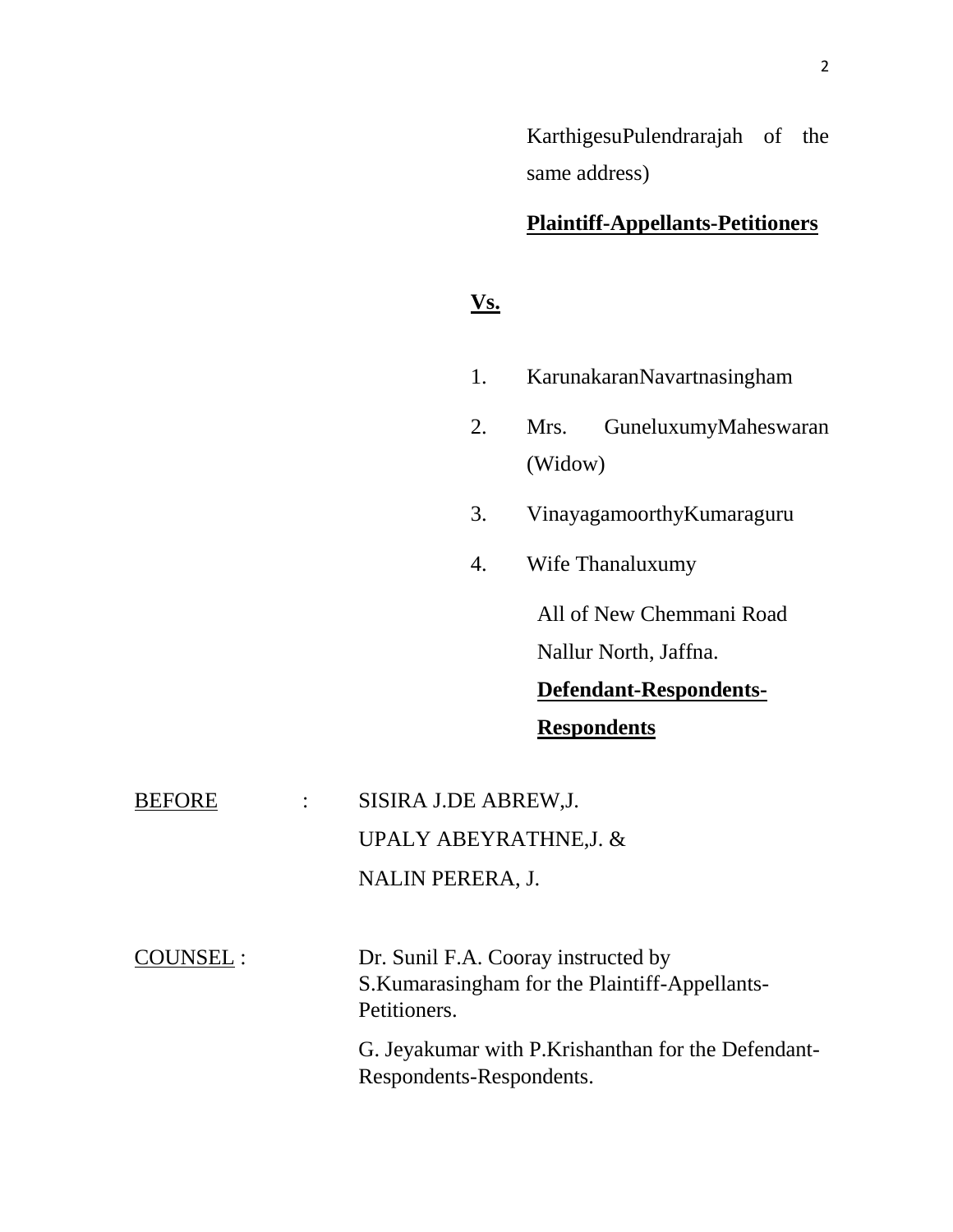KarthigesuPulendrarajah of the same address)

**Plaintiff-Appellants-Petitioners**

**Vs.**

1. KarunakaranNavartnasingham
2. Mrs. GuneluxumyMaheswaran (Widow)
3. VinayagamoorthyKumaraguru
4. Wife Thanaluxumy

All of New Chemmani Road
Nallur North, Jaffna.

**Defendant-Respondents-Respondents**

BEFORE : SISIRA J.DE ABREW,J.
UPALY ABEYRATHNE,J. &
NALIN PERERA, J.

COUNSEL : Dr. Sunil F.A. Cooray instructed by S.Kumarasingham for the Plaintiff-Appellants-Petitioners.

G. Jeyakumar with P.Krishanthan for the Defendant-Respondents-Respondents.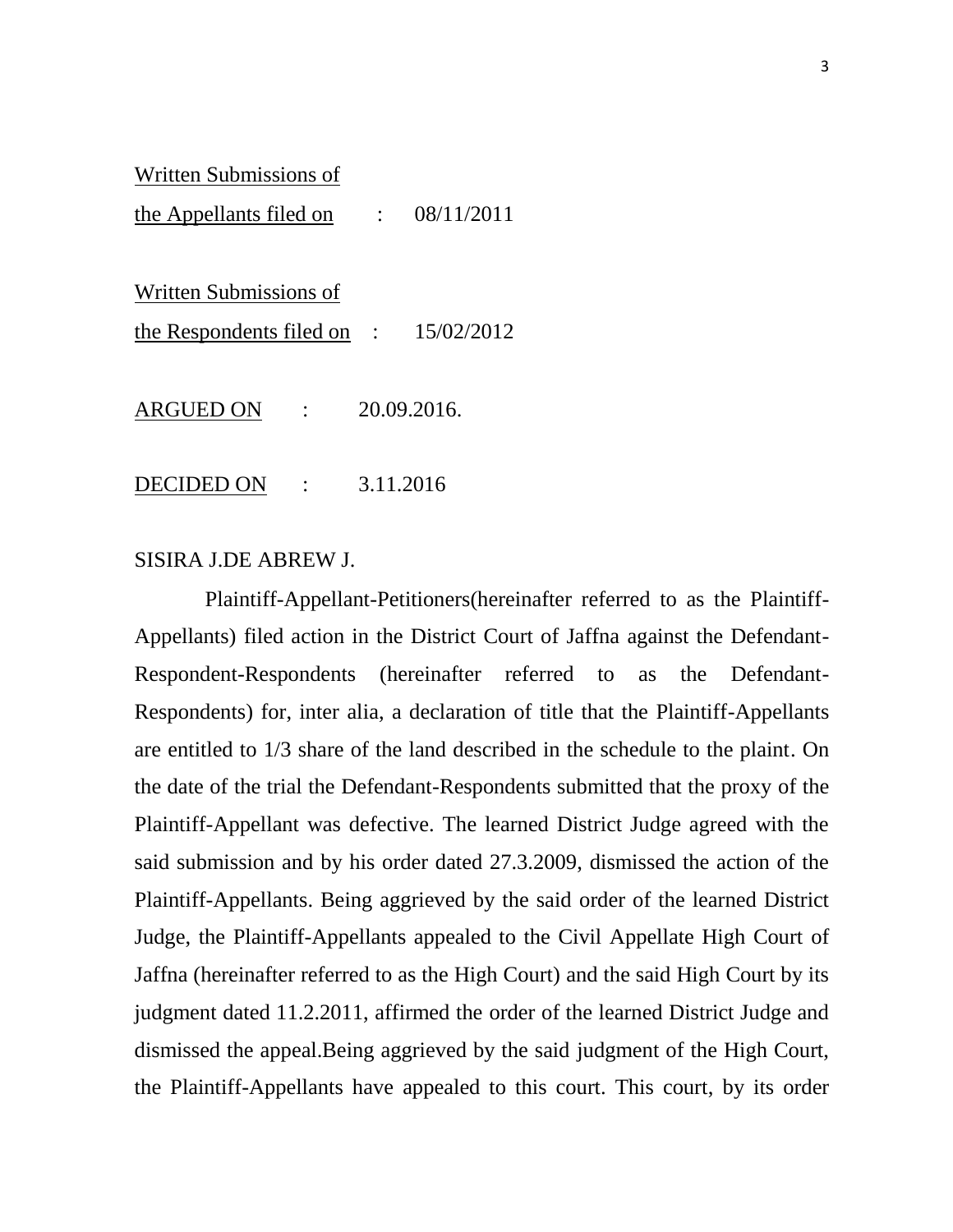Written Submissions of
the Appellants filed on : 08/11/2011

Written Submissions of
the Respondents filed on : 15/02/2012

ARGUED ON : 20.09.2016.

DECIDED ON : 3.11.2016

SISIRA J.DE ABREW J.

Plaintiff-Appellant-Petitioners(hereinafter referred to as the Plaintiff-Appellants) filed action in the District Court of Jaffna against the Defendant-Respondent-Respondents (hereinafter referred to as the Defendant-Respondents) for, inter alia, a declaration of title that the Plaintiff-Appellants are entitled to 1/3 share of the land described in the schedule to the plaint. On the date of the trial the Defendant-Respondents submitted that the proxy of the Plaintiff-Appellant was defective. The learned District Judge agreed with the said submission and by his order dated 27.3.2009, dismissed the action of the Plaintiff-Appellants. Being aggrieved by the said order of the learned District Judge, the Plaintiff-Appellants appealed to the Civil Appellate High Court of Jaffna (hereinafter referred to as the High Court) and the said High Court by its judgment dated 11.2.2011, affirmed the order of the learned District Judge and dismissed the appeal.Being aggrieved by the said judgment of the High Court, the Plaintiff-Appellants have appealed to this court. This court, by its order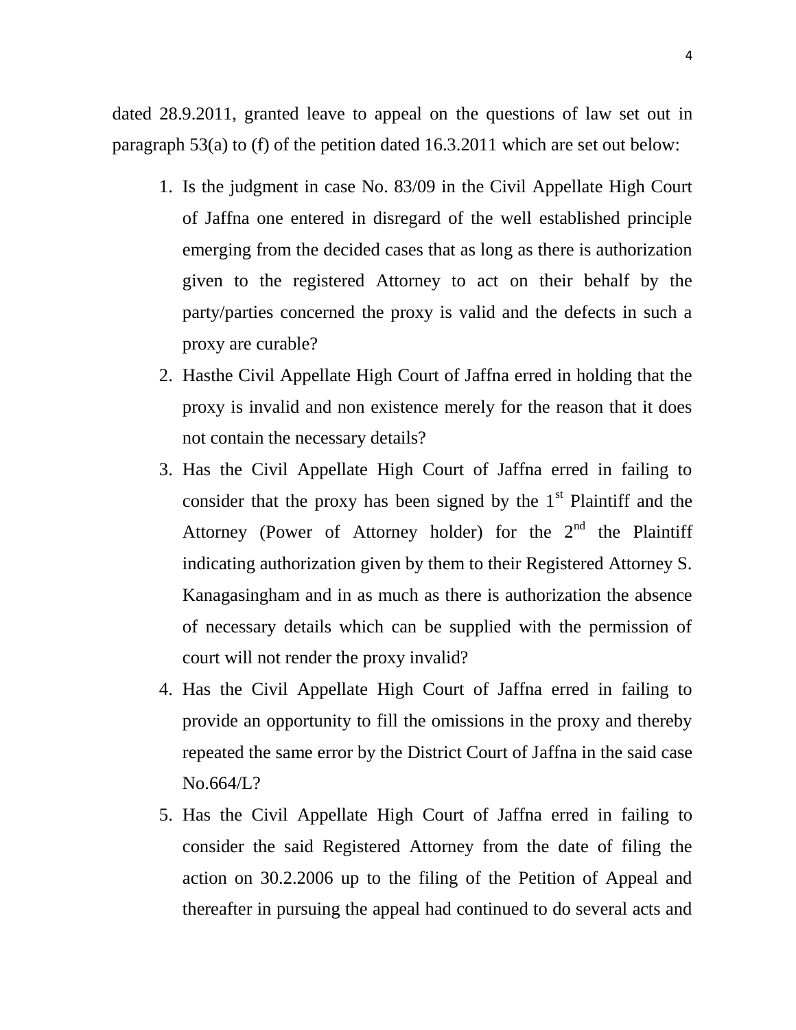dated 28.9.2011, granted leave to appeal on the questions of law set out in paragraph 53(a) to (f) of the petition dated 16.3.2011 which are set out below:

1. Is the judgment in case No. 83/09 in the Civil Appellate High Court of Jaffna one entered in disregard of the well established principle emerging from the decided cases that as long as there is authorization given to the registered Attorney to act on their behalf by the party/parties concerned the proxy is valid and the defects in such a proxy are curable?
2. Hasthe Civil Appellate High Court of Jaffna erred in holding that the proxy is invalid and non existence merely for the reason that it does not contain the necessary details?
3. Has the Civil Appellate High Court of Jaffna erred in failing to consider that the proxy has been signed by the 1st Plaintiff and the Attorney (Power of Attorney holder) for the 2nd the Plaintiff indicating authorization given by them to their Registered Attorney S. Kanagasingham and in as much as there is authorization the absence of necessary details which can be supplied with the permission of court will not render the proxy invalid?
4. Has the Civil Appellate High Court of Jaffna erred in failing to provide an opportunity to fill the omissions in the proxy and thereby repeated the same error by the District Court of Jaffna in the said case No.664/L?
5. Has the Civil Appellate High Court of Jaffna erred in failing to consider the said Registered Attorney from the date of filing the action on 30.2.2006 up to the filing of the Petition of Appeal and thereafter in pursuing the appeal had continued to do several acts and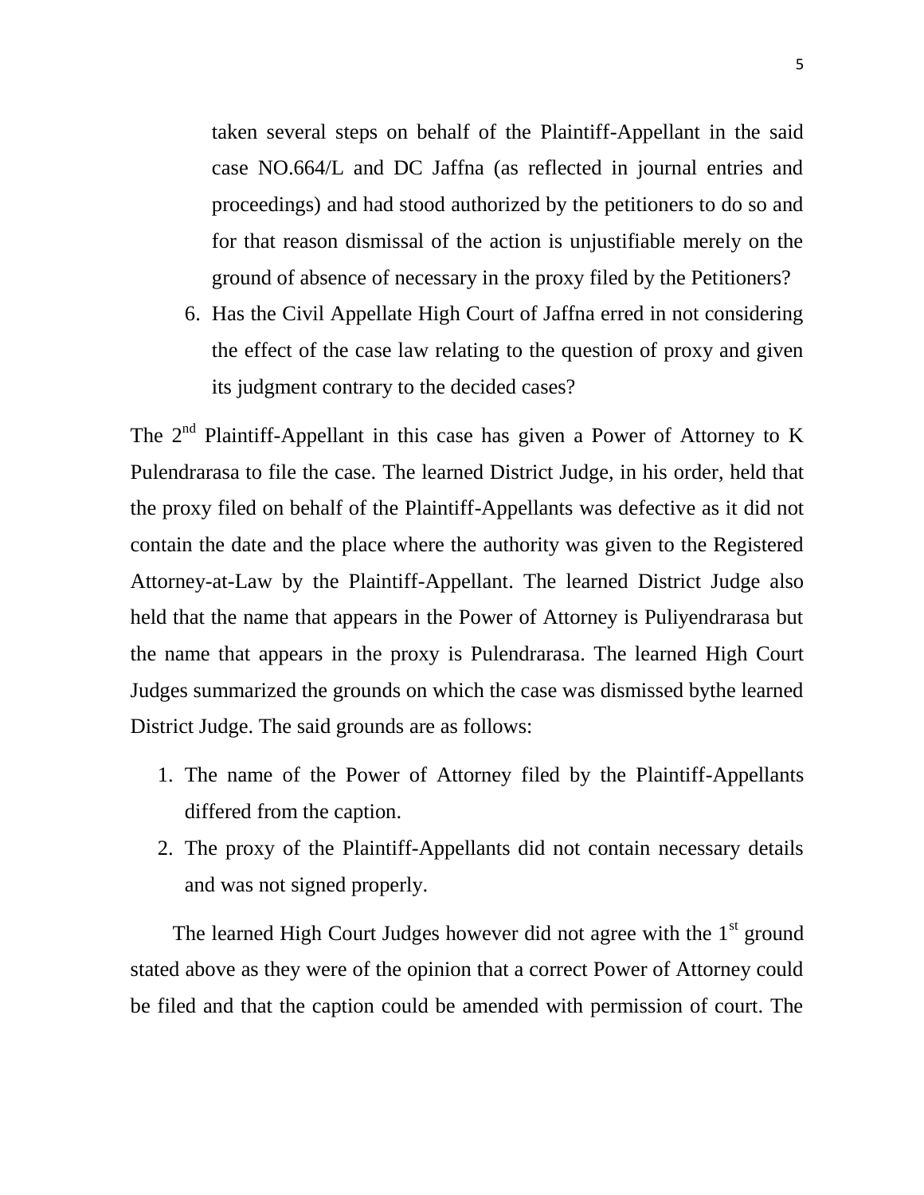taken several steps on behalf of the Plaintiff-Appellant in the said case NO.664/L and DC Jaffna (as reflected in journal entries and proceedings) and had stood authorized by the petitioners to do so and for that reason dismissal of the action is unjustifiable merely on the ground of absence of necessary in the proxy filed by the Petitioners?

6. Has the Civil Appellate High Court of Jaffna erred in not considering the effect of the case law relating to the question of proxy and given its judgment contrary to the decided cases?

The 2nd Plaintiff-Appellant in this case has given a Power of Attorney to K Pulendrarasa to file the case. The learned District Judge, in his order, held that the proxy filed on behalf of the Plaintiff-Appellants was defective as it did not contain the date and the place where the authority was given to the Registered Attorney-at-Law by the Plaintiff-Appellant. The learned District Judge also held that the name that appears in the Power of Attorney is Puliyendrarasa but the name that appears in the proxy is Pulendrarasa. The learned High Court Judges summarized the grounds on which the case was dismissed bythe learned District Judge. The said grounds are as follows:

1. The name of the Power of Attorney filed by the Plaintiff-Appellants differed from the caption.
2. The proxy of the Plaintiff-Appellants did not contain necessary details and was not signed properly.

The learned High Court Judges however did not agree with the 1st ground stated above as they were of the opinion that a correct Power of Attorney could be filed and that the caption could be amended with permission of court. The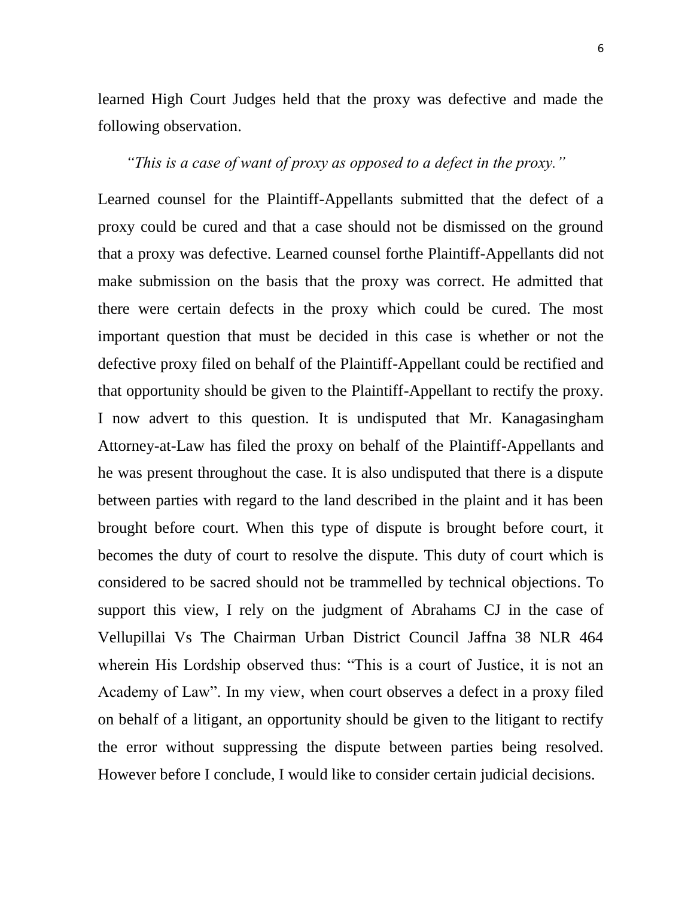learned High Court Judges held that the proxy was defective and made the following observation.

*"This is a case of want of proxy as opposed to a defect in the proxy."*

Learned counsel for the Plaintiff-Appellants submitted that the defect of a proxy could be cured and that a case should not be dismissed on the ground that a proxy was defective. Learned counsel forthe Plaintiff-Appellants did not make submission on the basis that the proxy was correct. He admitted that there were certain defects in the proxy which could be cured. The most important question that must be decided in this case is whether or not the defective proxy filed on behalf of the Plaintiff-Appellant could be rectified and that opportunity should be given to the Plaintiff-Appellant to rectify the proxy. I now advert to this question. It is undisputed that Mr. Kanagasingham Attorney-at-Law has filed the proxy on behalf of the Plaintiff-Appellants and he was present throughout the case. It is also undisputed that there is a dispute between parties with regard to the land described in the plaint and it has been brought before court. When this type of dispute is brought before court, it becomes the duty of court to resolve the dispute. This duty of court which is considered to be sacred should not be trammelled by technical objections. To support this view, I rely on the judgment of Abrahams CJ in the case of Vellupillai Vs The Chairman Urban District Council Jaffna 38 NLR 464 wherein His Lordship observed thus: "This is a court of Justice, it is not an Academy of Law". In my view, when court observes a defect in a proxy filed on behalf of a litigant, an opportunity should be given to the litigant to rectify the error without suppressing the dispute between parties being resolved. However before I conclude, I would like to consider certain judicial decisions.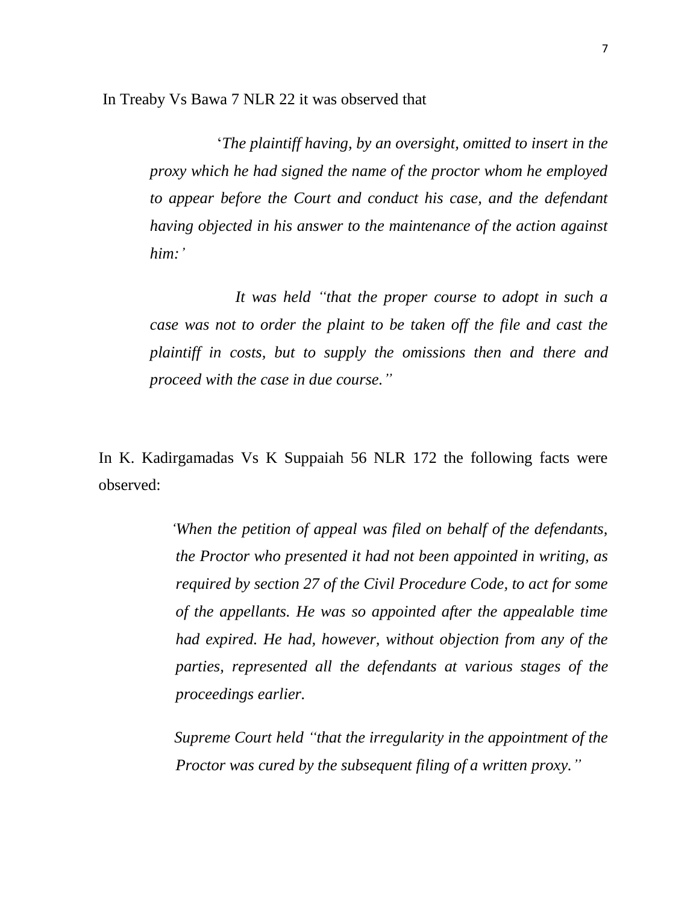In Treaby Vs Bawa 7 NLR 22 it was observed that

> '*The plaintiff having, by an oversight, omitted to insert in the proxy which he had signed the name of the proctor whom he employed to appear before the Court and conduct his case, and the defendant having objected in his answer to the maintenance of the action against him:'*
>
> *It was held "that the proper course to adopt in such a case was not to order the plaint to be taken off the file and cast the plaintiff in costs, but to supply the omissions then and there and proceed with the case in due course."*

In K. Kadirgamadas Vs K Suppaiah 56 NLR 172 the following facts were observed:

> *'When the petition of appeal was filed on behalf of the defendants, the Proctor who presented it had not been appointed in writing, as required by section 27 of the Civil Procedure Code, to act for some of the appellants. He was so appointed after the appealable time had expired. He had, however, without objection from any of the parties, represented all the defendants at various stages of the proceedings earlier.*
>
> *Supreme Court held "that the irregularity in the appointment of the Proctor was cured by the subsequent filing of a written proxy."*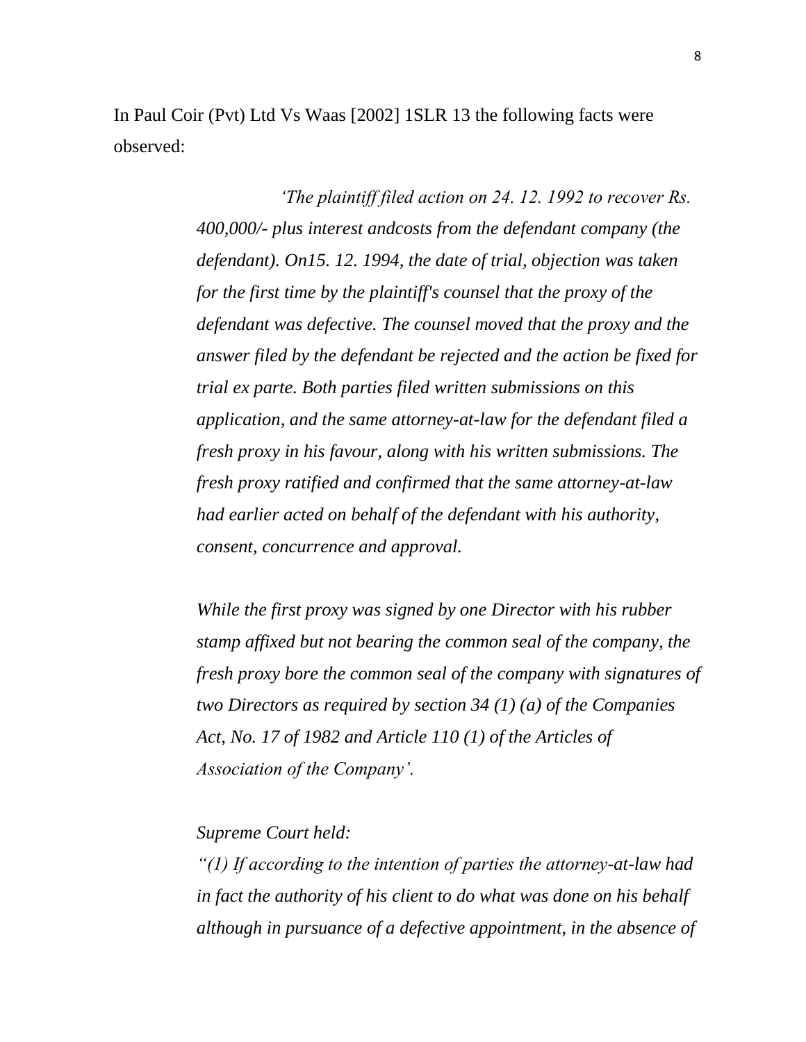In Paul Coir (Pvt) Ltd Vs Waas [2002] 1SLR 13 the following facts were observed:

> *'The plaintiff filed action on 24. 12. 1992 to recover Rs. 400,000/- plus interest andcosts from the defendant company (the defendant). On15. 12. 1994, the date of trial, objection was taken for the first time by the plaintiff's counsel that the proxy of the defendant was defective. The counsel moved that the proxy and the answer filed by the defendant be rejected and the action be fixed for trial ex parte. Both parties filed written submissions on this application, and the same attorney-at-law for the defendant filed a fresh proxy in his favour, along with his written submissions. The fresh proxy ratified and confirmed that the same attorney-at-law had earlier acted on behalf of the defendant with his authority, consent, concurrence and approval.*
>
> *While the first proxy was signed by one Director with his rubber stamp affixed but not bearing the common seal of the company, the fresh proxy bore the common seal of the company with signatures of two Directors as required by section 34 (1) (a) of the Companies Act, No. 17 of 1982 and Article 110 (1) of the Articles of Association of the Company'.*
>
> *Supreme Court held:*
>
> *"(1) If according to the intention of parties the attorney-at-law had in fact the authority of his client to do what was done on his behalf although in pursuance of a defective appointment, in the absence of*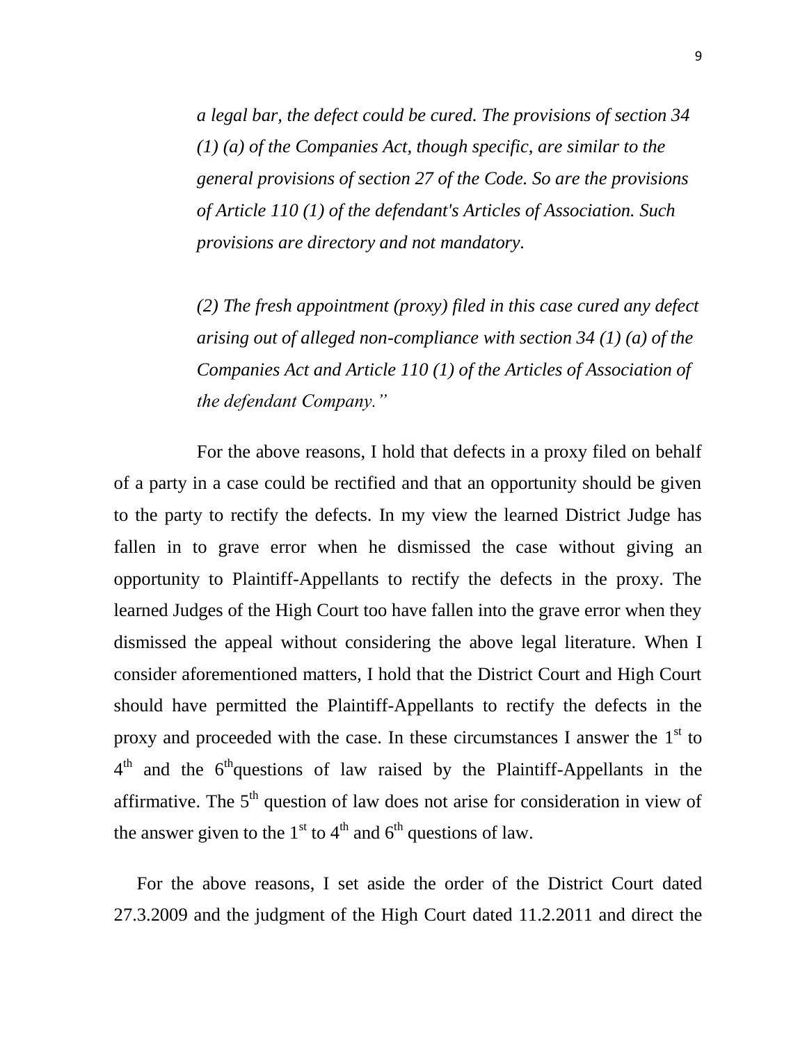*a legal bar, the defect could be cured. The provisions of section 34 (1) (a) of the Companies Act, though specific, are similar to the general provisions of section 27 of the Code. So are the provisions of Article 110 (1) of the defendant's Articles of Association. Such provisions are directory and not mandatory.*

*(2) The fresh appointment (proxy) filed in this case cured any defect arising out of alleged non-compliance with section 34 (1) (a) of the Companies Act and Article 110 (1) of the Articles of Association of the defendant Company."*

For the above reasons, I hold that defects in a proxy filed on behalf of a party in a case could be rectified and that an opportunity should be given to the party to rectify the defects. In my view the learned District Judge has fallen in to grave error when he dismissed the case without giving an opportunity to Plaintiff-Appellants to rectify the defects in the proxy. The learned Judges of the High Court too have fallen into the grave error when they dismissed the appeal without considering the above legal literature. When I consider aforementioned matters, I hold that the District Court and High Court should have permitted the Plaintiff-Appellants to rectify the defects in the proxy and proceeded with the case. In these circumstances I answer the 1st to 4th and the 6th questions of law raised by the Plaintiff-Appellants in the affirmative. The 5th question of law does not arise for consideration in view of the answer given to the 1st to 4th and 6th questions of law.

For the above reasons, I set aside the order of the District Court dated 27.3.2009 and the judgment of the High Court dated 11.2.2011 and direct the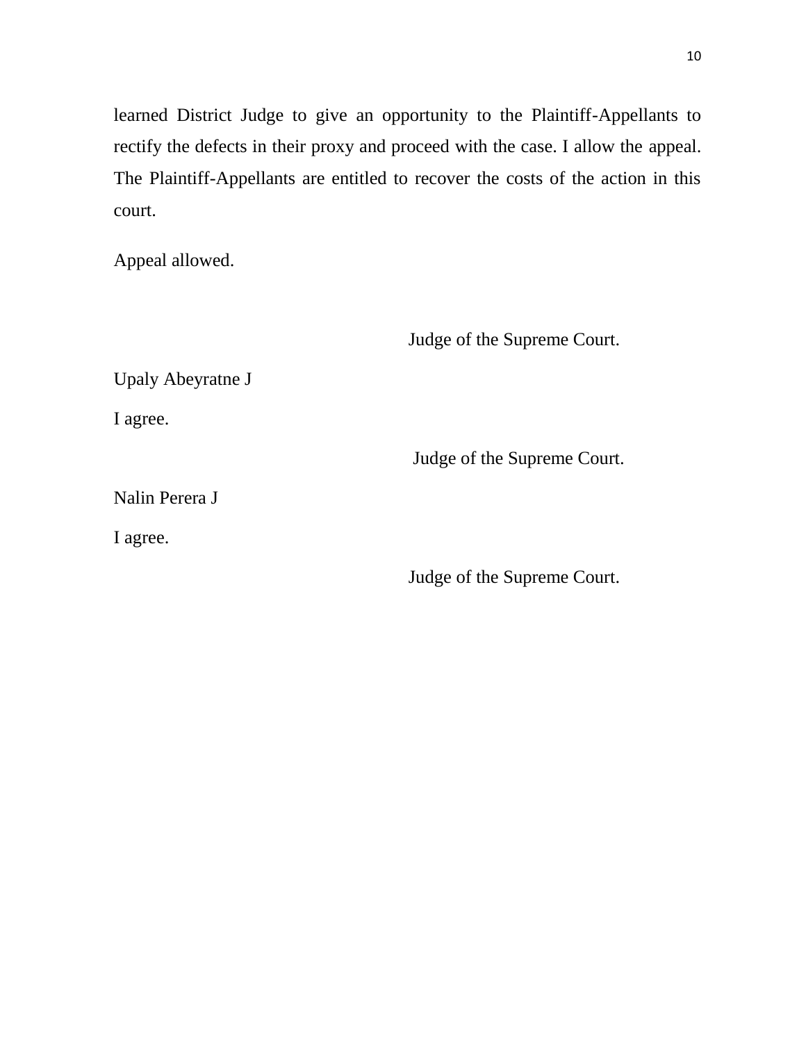learned District Judge to give an opportunity to the Plaintiff-Appellants to rectify the defects in their proxy and proceed with the case. I allow the appeal. The Plaintiff-Appellants are entitled to recover the costs of the action in this court.

Appeal allowed.

Judge of the Supreme Court.

Upaly Abeyratne J

I agree.

Judge of the Supreme Court.

Nalin Perera J

I agree.

Judge of the Supreme Court.